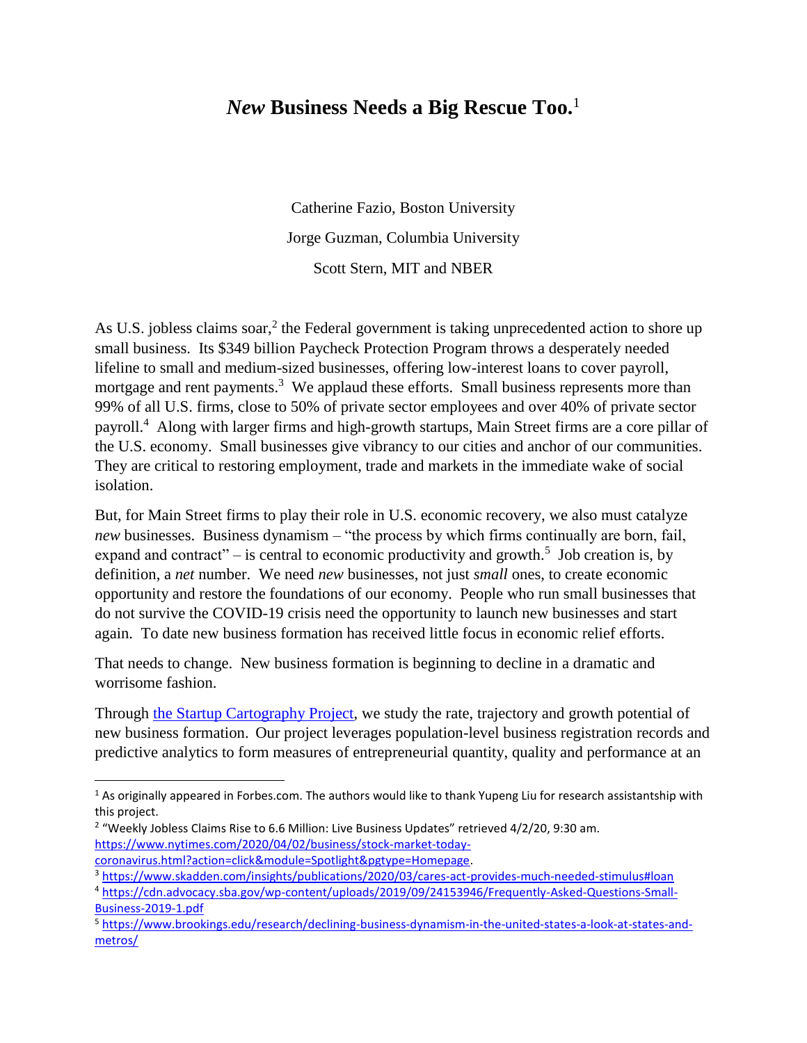# *New* Business Needs a Big Rescue Too.[1]

Catherine Fazio, Boston University

Jorge Guzman, Columbia University

Scott Stern, MIT and NBER

As U.S. jobless claims soar,[2] the Federal government is taking unprecedented action to shore up small business. Its $349 billion Paycheck Protection Program throws a desperately needed lifeline to small and medium-sized businesses, offering low-interest loans to cover payroll, mortgage and rent payments.[3] We applaud these efforts. Small business represents more than 99% of all U.S. firms, close to 50% of private sector employees and over 40% of private sector payroll.[4] Along with larger firms and high-growth startups, Main Street firms are a core pillar of the U.S. economy. Small businesses give vibrancy to our cities and anchor of our communities. They are critical to restoring employment, trade and markets in the immediate wake of social isolation.

But, for Main Street firms to play their role in U.S. economic recovery, we also must catalyze *new* businesses. Business dynamism – "the process by which firms continually are born, fail, expand and contract" – is central to economic productivity and growth.[5] Job creation is, by definition, a *net* number. We need *new* businesses, not just *small* ones, to create economic opportunity and restore the foundations of our economy. People who run small businesses that do not survive the COVID-19 crisis need the opportunity to launch new businesses and start again. To date new business formation has received little focus in economic relief efforts.

That needs to change. New business formation is beginning to decline in a dramatic and worrisome fashion.

Through [the Startup Cartography Project](), we study the rate, trajectory and growth potential of new business formation. Our project leverages population-level business registration records and predictive analytics to form measures of entrepreneurial quantity, quality and performance at an

---

[1] As originally appeared in Forbes.com. The authors would like to thank Yupeng Liu for research assistantship with this project.

[2] "Weekly Jobless Claims Rise to 6.6 Million: Live Business Updates" retrieved 4/2/20, 9:30 am. https://www.nytimes.com/2020/04/02/business/stock-market-today-coronavirus.html?action=click&module=Spotlight&pgtype=Homepage.

[3] https://www.skadden.com/insights/publications/2020/03/cares-act-provides-much-needed-stimulus#loan

[4] https://cdn.advocacy.sba.gov/wp-content/uploads/2019/09/24153946/Frequently-Asked-Questions-Small-Business-2019-1.pdf

[5] https://www.brookings.edu/research/declining-business-dynamism-in-the-united-states-a-look-at-states-and-metros/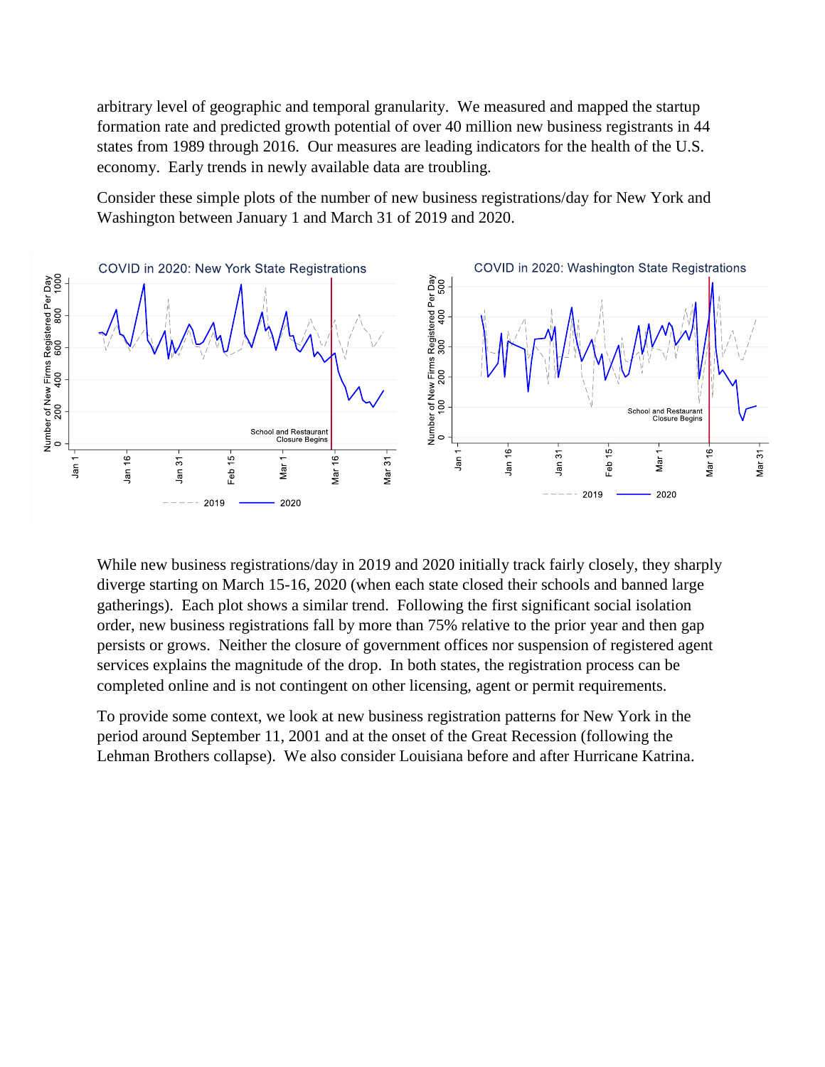arbitrary level of geographic and temporal granularity. We measured and mapped the startup formation rate and predicted growth potential of over 40 million new business registrants in 44 states from 1989 through 2016. Our measures are leading indicators for the health of the U.S. economy. Early trends in newly available data are troubling.

Consider these simple plots of the number of new business registrations/day for New York and Washington between January 1 and March 31 of 2019 and 2020.

While new business registrations/day in 2019 and 2020 initially track fairly closely, they sharply diverge starting on March 15-16, 2020 (when each state closed their schools and banned large gatherings). Each plot shows a similar trend. Following the first significant social isolation order, new business registrations fall by more than 75% relative to the prior year and then gap persists or grows. Neither the closure of government offices nor suspension of registered agent services explains the magnitude of the drop. In both states, the registration process can be completed online and is not contingent on other licensing, agent or permit requirements.

To provide some context, we look at new business registration patterns for New York in the period around September 11, 2001 and at the onset of the Great Recession (following the Lehman Brothers collapse). We also consider Louisiana before and after Hurricane Katrina.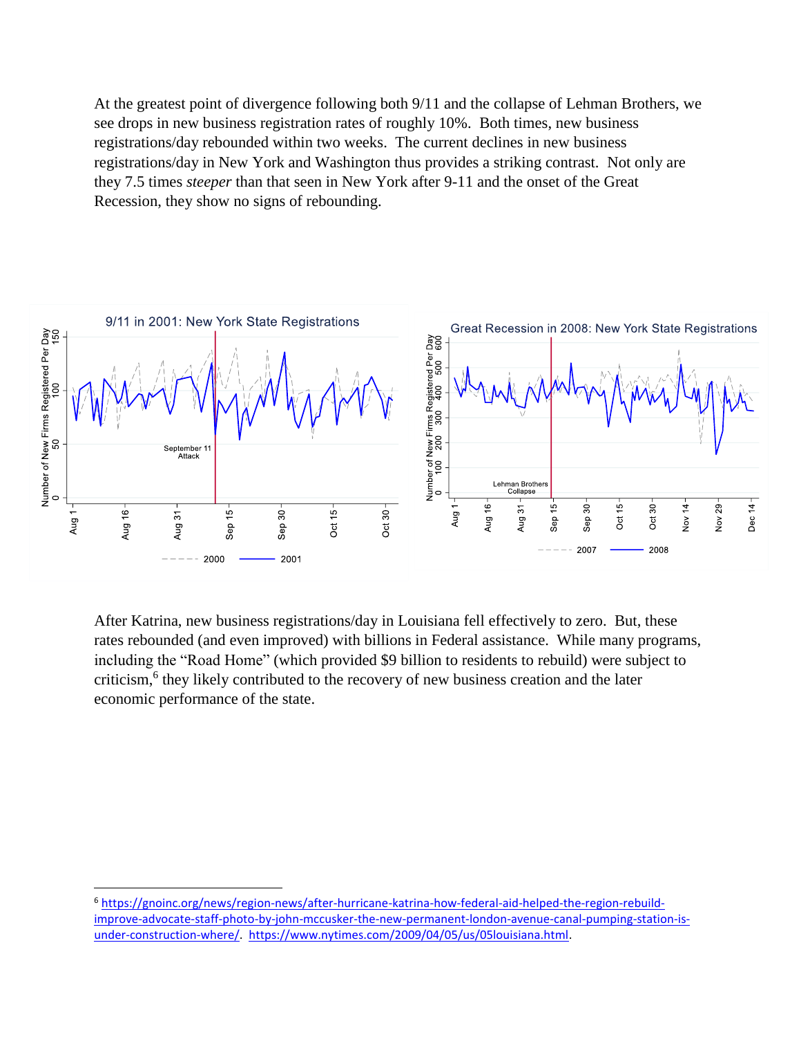At the greatest point of divergence following both 9/11 and the collapse of Lehman Brothers, we see drops in new business registration rates of roughly 10%. Both times, new business registrations/day rebounded within two weeks. The current declines in new business registrations/day in New York and Washington thus provides a striking contrast. Not only are they 7.5 times *steeper* than that seen in New York after 9-11 and the onset of the Great Recession, they show no signs of rebounding.

After Katrina, new business registrations/day in Louisiana fell effectively to zero. But, these rates rebounded (and even improved) with billions in Federal assistance. While many programs, including the "Road Home" (which provided $9 billion to residents to rebuild) were subject to criticism,[6] they likely contributed to the recovery of new business creation and the later economic performance of the state.

[6] https://gnoinc.org/news/region-news/after-hurricane-katrina-how-federal-aid-helped-the-region-rebuild-improve-advocate-staff-photo-by-john-mccusker-the-new-permanent-london-avenue-canal-pumping-station-is-under-construction-where/. https://www.nytimes.com/2009/04/05/us/05louisiana.html.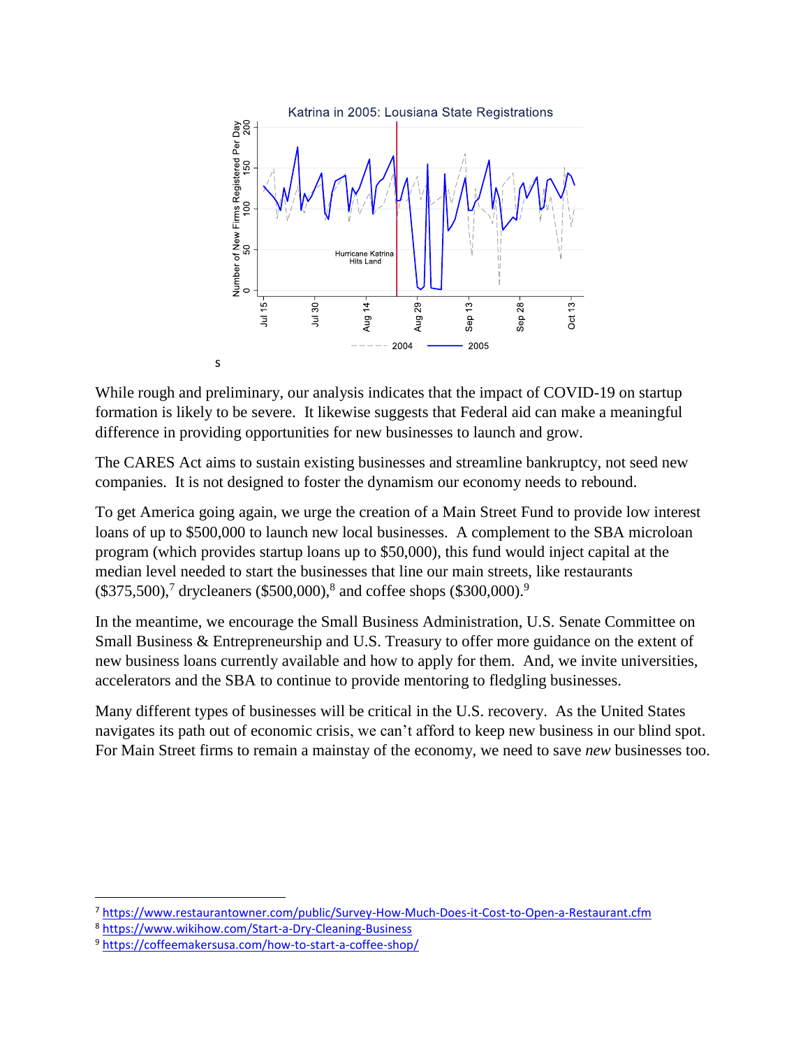Katrina in 2005: Lousiana State Registrations

Number of New Firms Registered Per Day

0 50 100 150 200

Hurricane Katrina Hits Land

Jul 15 Jul 30 Aug 14 Aug 29 Sep 13 Sep 28 Oct 13

2004 2005

s

While rough and preliminary, our analysis indicates that the impact of COVID-19 on startup formation is likely to be severe. It likewise suggests that Federal aid can make a meaningful difference in providing opportunities for new businesses to launch and grow.

The CARES Act aims to sustain existing businesses and streamline bankruptcy, not seed new companies. It is not designed to foster the dynamism our economy needs to rebound.

To get America going again, we urge the creation of a Main Street Fund to provide low interest loans of up to $500,000 to launch new local businesses. A complement to the SBA microloan program (which provides startup loans up to $50,000), this fund would inject capital at the median level needed to start the businesses that line our main streets, like restaurants ($375,500),[7] drycleaners ($500,000),[8] and coffee shops ($300,000).[9]

In the meantime, we encourage the Small Business Administration, U.S. Senate Committee on Small Business & Entrepreneurship and U.S. Treasury to offer more guidance on the extent of new business loans currently available and how to apply for them. And, we invite universities, accelerators and the SBA to continue to provide mentoring to fledgling businesses.

Many different types of businesses will be critical in the U.S. recovery. As the United States navigates its path out of economic crisis, we can't afford to keep new business in our blind spot. For Main Street firms to remain a mainstay of the economy, we need to save *new* businesses too.

---

[7] https://www.restaurantowner.com/public/Survey-How-Much-Does-it-Cost-to-Open-a-Restaurant.cfm

[8] https://www.wikihow.com/Start-a-Dry-Cleaning-Business

[9] https://coffeemakersusa.com/how-to-start-a-coffee-shop/